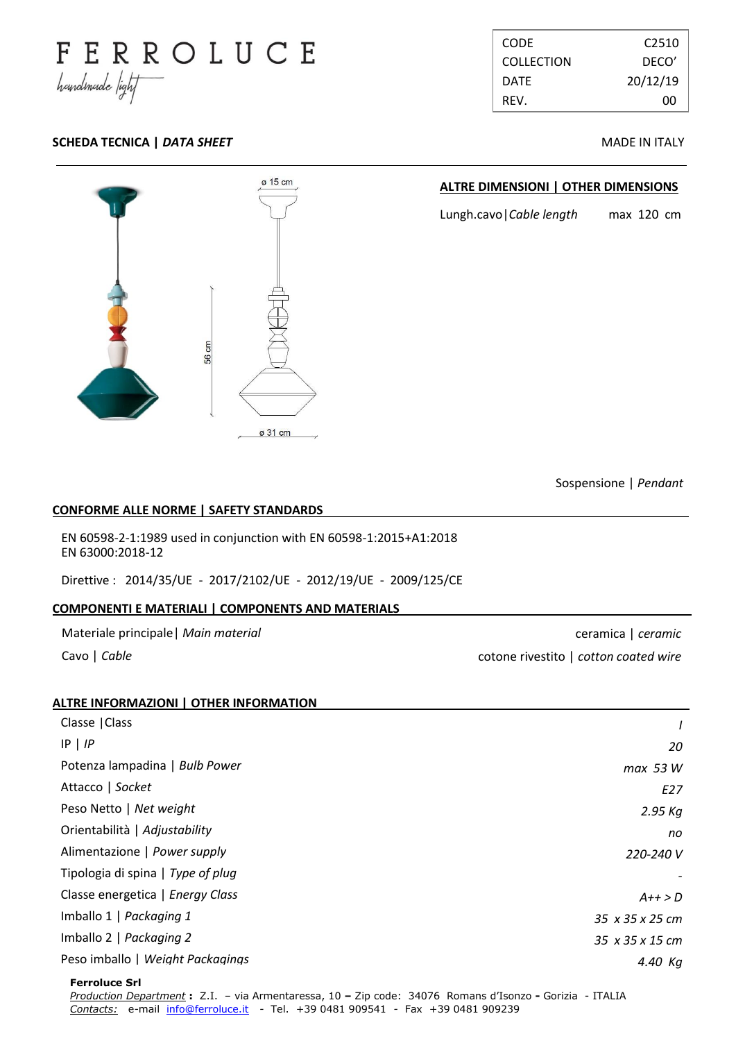# FERROLUCE
*handmade light*

| | |
|---|---|
| CODE | C2510 |
| COLLECTION | DECO' |
| DATE | 20/12/19 |
| REV. | 00 |

**SCHEDA TECNICA | *DATA SHEET*** MADE IN ITALY

ø 15 cm

56 cm

ø 31 cm

## ALTRE DIMENSIONI | OTHER DIMENSIONS

| | |
|---|---|
| Lungh.cavo\|*Cable length* | max 120 cm |

Sospensione | *Pendant*

## CONFORME ALLE NORME | SAFETY STANDARDS

EN 60598-2-1:1989 used in conjunction with EN 60598-1:2015+A1:2018
EN 63000:2018-12

Direttive : 2014/35/UE - 2017/2102/UE - 2012/19/UE - 2009/125/CE

## COMPONENTI E MATERIALI | COMPONENTS AND MATERIALS

| | |
|---|---|
| Materiale principale\| *Main material* | ceramica \| *ceramic* |
| Cavo \| *Cable* | cotone rivestito \| *cotton coated wire* |

## ALTRE INFORMAZIONI | OTHER INFORMATION

| | |
|---|---|
| Classe \|Class | *I* |
| IP \| *IP* | *20* |
| Potenza lampadina \| *Bulb Power* | *max 53 W* |
| Attacco \| *Socket* | *E27* |
| Peso Netto \| *Net weight* | *2.95 Kg* |
| Orientabilità \| *Adjustability* | *no* |
| Alimentazione \| *Power supply* | *220-240 V* |
| Tipologia di spina \| *Type of plug* | *-* |
| Classe energetica \| *Energy Class* | *A++ > D* |
| Imballo 1 \| *Packaging 1* | *35 x 35 x 25 cm* |
| Imballo 2 \| *Packaging 2* | *35 x 35 x 15 cm* |
| Peso imballo \| *Weight Packagings* | *4.40 Kg* |

**Ferroluce Srl**
*Production Department* **:** Z.I. – via Armentaresse, 10 **–** Zip code: 34076 Romans d'Isonzo **-** Gorizia - ITALIA
*Contacts:* e-mail info@ferroluce.it - Tel. +39 0481 909541 - Fax +39 0481 909239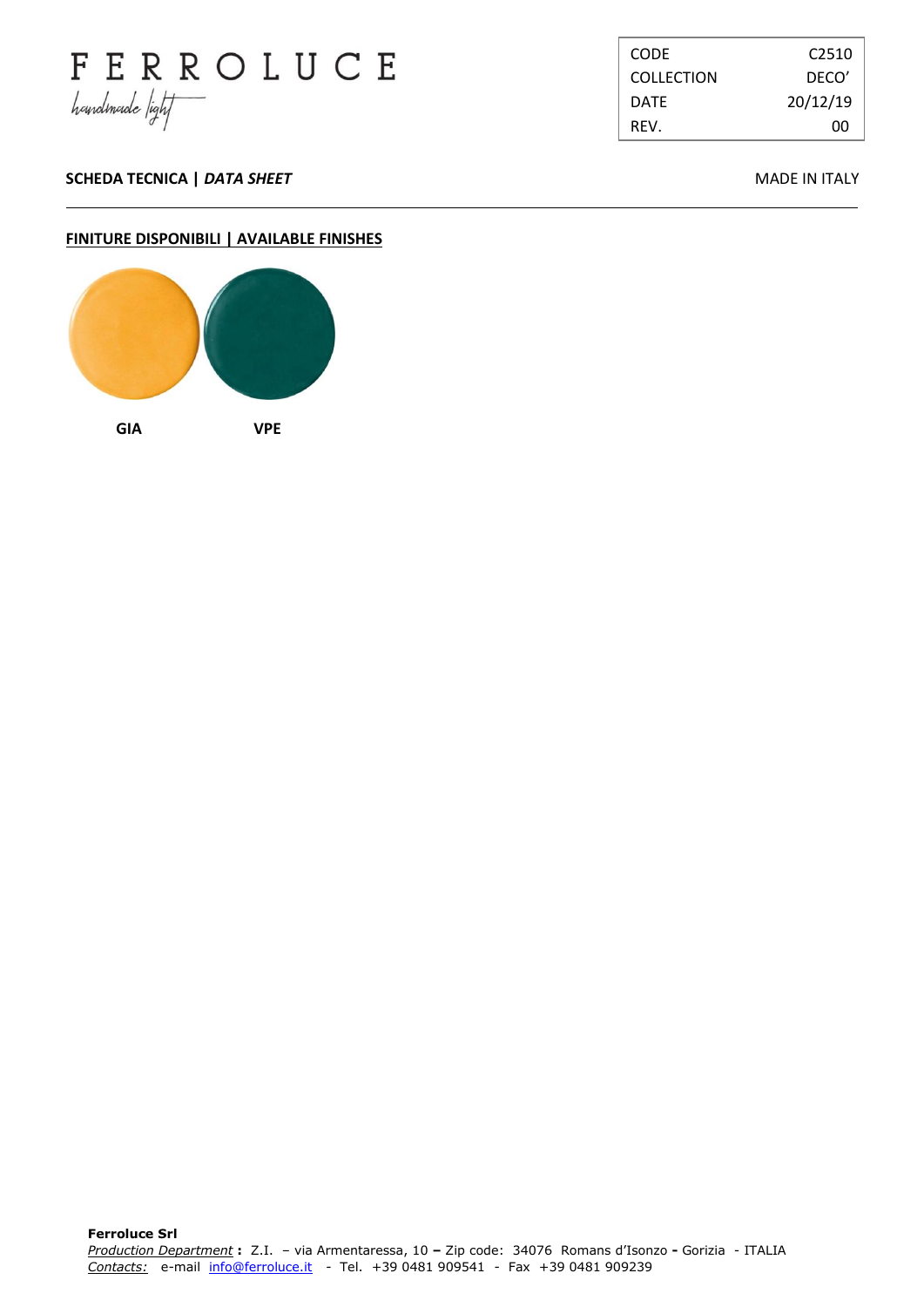FERROLUCE
handmade light

| | |
|---|---|
| CODE | C2510 |
| COLLECTION | DECO’ |
| DATE | 20/12/19 |
| REV. | 00 |

**SCHEDA TECNICA |** ***DATA SHEET*** MADE IN ITALY

## FINITURE DISPONIBILI | AVAILABLE FINISHES

**GIA** **VPE**

**Ferroluce Srl**
*Production Department* **:** Z.I. – via Armentaressa, 10 **–** Zip code: 34076 Romans d’Isonzo **-** Gorizia - ITALIA
*Contacts:* e-mail info@ferroluce.it - Tel. +39 0481 909541 - Fax +39 0481 909239